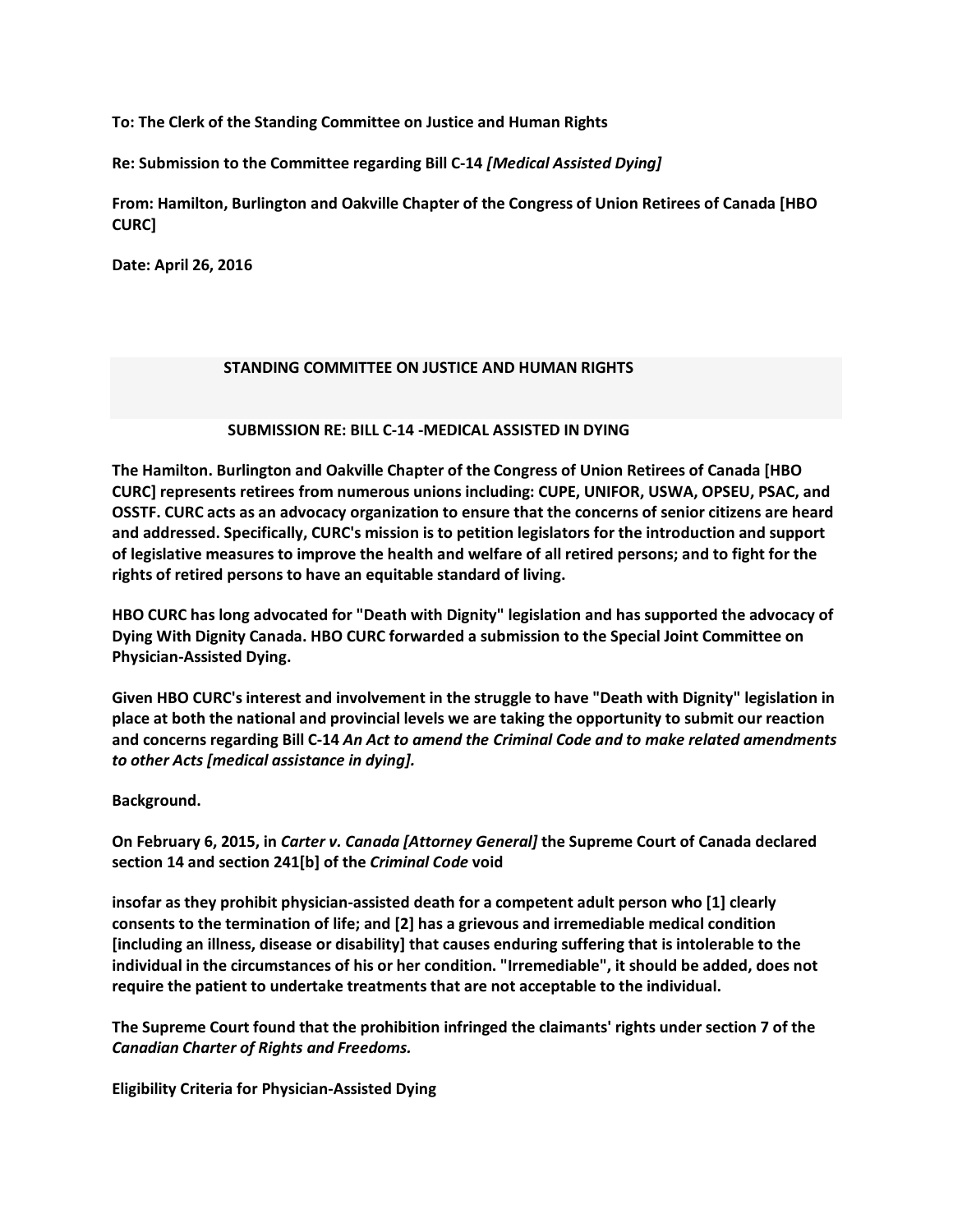**To: The Clerk of the Standing Committee on Justice and Human Rights**

**Re: Submission to the Committee regarding Bill C-14 *[Medical Assisted Dying]***

**From: Hamilton, Burlington and Oakville Chapter of the Congress of Union Retirees of Canada [HBO CURC]**

**Date: April 26, 2016**

## STANDING COMMITTEE ON JUSTICE AND HUMAN RIGHTS

### SUBMISSION RE: BILL C-14 -MEDICAL ASSISTED IN DYING

**The Hamilton. Burlington and Oakville Chapter of the Congress of Union Retirees of Canada [HBO CURC] represents retirees from numerous unions including: CUPE, UNIFOR, USWA, OPSEU, PSAC, and OSSTF. CURC acts as an advocacy organization to ensure that the concerns of senior citizens are heard and addressed. Specifically, CURC's mission is to petition legislators for the introduction and support of legislative measures to improve the health and welfare of all retired persons; and to fight for the rights of retired persons to have an equitable standard of living.**

**HBO CURC has long advocated for "Death with Dignity" legislation and has supported the advocacy of Dying With Dignity Canada. HBO CURC forwarded a submission to the Special Joint Committee on Physician-Assisted Dying.**

**Given HBO CURC's interest and involvement in the struggle to have "Death with Dignity" legislation in place at both the national and provincial levels we are taking the opportunity to submit our reaction and concerns regarding Bill C-14 *An Act to amend the Criminal Code and to make related amendments to other Acts [medical assistance in dying].***

**Background.**

**On February 6, 2015, in *Carter v. Canada [Attorney General]* the Supreme Court of Canada declared section 14 and section 241[b] of the *Criminal Code* void**

**insofar as they prohibit physician-assisted death for a competent adult person who [1] clearly consents to the termination of life; and [2] has a grievous and irremediable medical condition [including an illness, disease or disability] that causes enduring suffering that is intolerable to the individual in the circumstances of his or her condition. "Irremediable", it should be added, does not require the patient to undertake treatments that are not acceptable to the individual.**

**The Supreme Court found that the prohibition infringed the claimants' rights under section 7 of the *Canadian Charter of Rights and Freedoms.***

**Eligibility Criteria for Physician-Assisted Dying**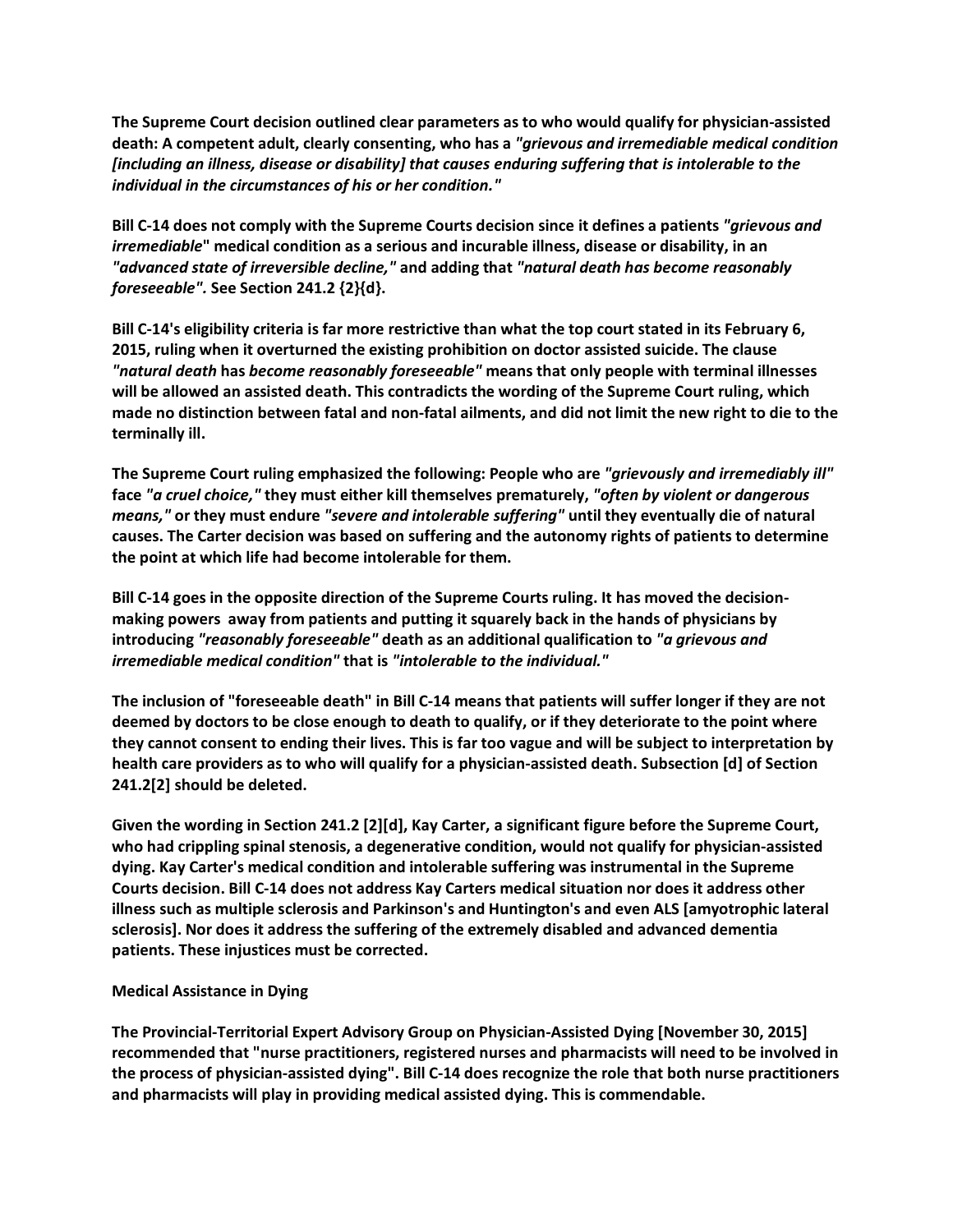**The Supreme Court decision outlined clear parameters as to who would qualify for physician-assisted death: A competent adult, clearly consenting, who has a *"grievous and irremediable medical condition [including an illness, disease or disability] that causes enduring suffering that is intolerable to the individual in the circumstances of his or her condition."***

**Bill C-14 does not comply with the Supreme Courts decision since it defines a patients *"grievous and irremediable*" medical condition as a serious and incurable illness, disease or disability, in an *"advanced state of irreversible decline,"* and adding that *"natural death has become reasonably foreseeable".* See Section 241.2 {2}{d}.**

**Bill C-14's eligibility criteria is far more restrictive than what the top court stated in its February 6, 2015, ruling when it overturned the existing prohibition on doctor assisted suicide. The clause *"natural death* has *become reasonably foreseeable"* means that only people with terminal illnesses will be allowed an assisted death. This contradicts the wording of the Supreme Court ruling, which made no distinction between fatal and non-fatal ailments, and did not limit the new right to die to the terminally ill.**

**The Supreme Court ruling emphasized the following: People who are *"grievously and irremediably ill"* face *"a cruel choice,"* they must either kill themselves prematurely, *"often by violent or dangerous means,"* or they must endure *"severe and intolerable suffering"* until they eventually die of natural causes. The Carter decision was based on suffering and the autonomy rights of patients to determine the point at which life had become intolerable for them.**

**Bill C-14 goes in the opposite direction of the Supreme Courts ruling. It has moved the decision-making powers away from patients and putting it squarely back in the hands of physicians by introducing *"reasonably foreseeable"* death as an additional qualification to *"a grievous and irremediable medical condition"* that is *"intolerable to the individual."***

**The inclusion of "foreseeable death" in Bill C-14 means that patients will suffer longer if they are not deemed by doctors to be close enough to death to qualify, or if they deteriorate to the point where they cannot consent to ending their lives. This is far too vague and will be subject to interpretation by health care providers as to who will qualify for a physician-assisted death. Subsection [d] of Section 241.2[2] should be deleted.**

**Given the wording in Section 241.2 [2][d], Kay Carter, a significant figure before the Supreme Court, who had crippling spinal stenosis, a degenerative condition, would not qualify for physician-assisted dying. Kay Carter's medical condition and intolerable suffering was instrumental in the Supreme Courts decision. Bill C-14 does not address Kay Carters medical situation nor does it address other illness such as multiple sclerosis and Parkinson's and Huntington's and even ALS [amyotrophic lateral sclerosis]. Nor does it address the suffering of the extremely disabled and advanced dementia patients. These injustices must be corrected.**

**Medical Assistance in Dying**

**The Provincial-Territorial Expert Advisory Group on Physician-Assisted Dying [November 30, 2015] recommended that "nurse practitioners, registered nurses and pharmacists will need to be involved in the process of physician-assisted dying". Bill C-14 does recognize the role that both nurse practitioners and pharmacists will play in providing medical assisted dying. This is commendable.**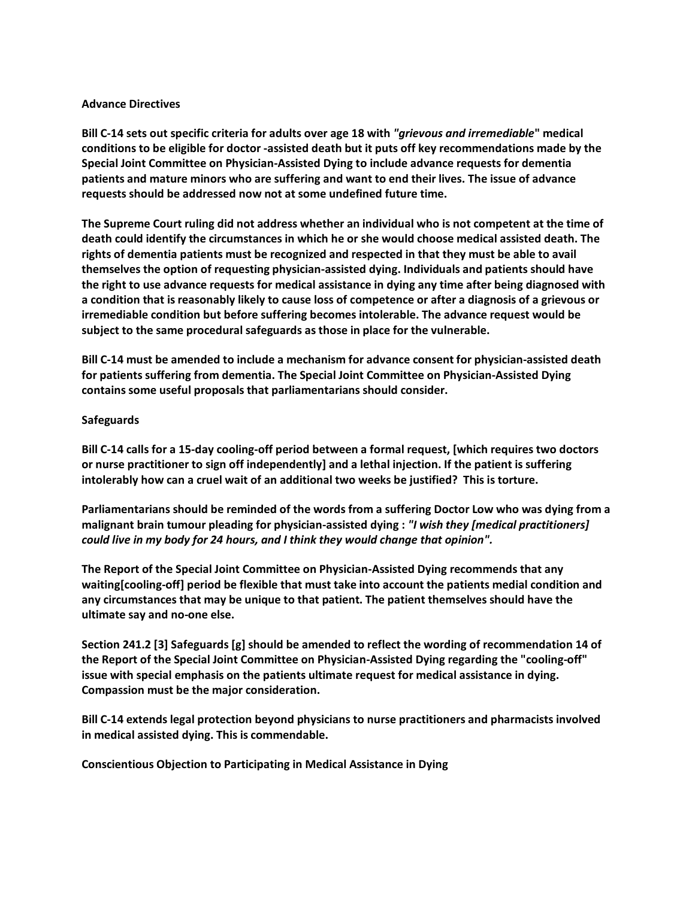### Advance Directives

**Bill C-14 sets out specific criteria for adults over age 18 with *"grievous and irremediable*" medical conditions to be eligible for doctor -assisted death but it puts off key recommendations made by the Special Joint Committee on Physician-Assisted Dying to include advance requests for dementia patients and mature minors who are suffering and want to end their lives. The issue of advance requests should be addressed now not at some undefined future time.**

**The Supreme Court ruling did not address whether an individual who is not competent at the time of death could identify the circumstances in which he or she would choose medical assisted death. The rights of dementia patients must be recognized and respected in that they must be able to avail themselves the option of requesting physician-assisted dying. Individuals and patients should have the right to use advance requests for medical assistance in dying any time after being diagnosed with a condition that is reasonably likely to cause loss of competence or after a diagnosis of a grievous or irremediable condition but before suffering becomes intolerable. The advance request would be subject to the same procedural safeguards as those in place for the vulnerable.**

**Bill C-14 must be amended to include a mechanism for advance consent for physician-assisted death for patients suffering from dementia. The Special Joint Committee on Physician-Assisted Dying contains some useful proposals that parliamentarians should consider.**

### Safeguards

**Bill C-14 calls for a 15-day cooling-off period between a formal request, [which requires two doctors or nurse practitioner to sign off independently] and a lethal injection. If the patient is suffering intolerably how can a cruel wait of an additional two weeks be justified? This is torture.**

**Parliamentarians should be reminded of the words from a suffering Doctor Low who was dying from a malignant brain tumour pleading for physician-assisted dying : *"I wish they [medical practitioners] could live in my body for 24 hours, and I think they would change that opinion".***

**The Report of the Special Joint Committee on Physician-Assisted Dying recommends that any waiting[cooling-off] period be flexible that must take into account the patients medial condition and any circumstances that may be unique to that patient. The patient themselves should have the ultimate say and no-one else.**

**Section 241.2 [3] Safeguards [g] should be amended to reflect the wording of recommendation 14 of the Report of the Special Joint Committee on Physician-Assisted Dying regarding the "cooling-off" issue with special emphasis on the patients ultimate request for medical assistance in dying. Compassion must be the major consideration.**

**Bill C-14 extends legal protection beyond physicians to nurse practitioners and pharmacists involved in medical assisted dying. This is commendable.**

### Conscientious Objection to Participating in Medical Assistance in Dying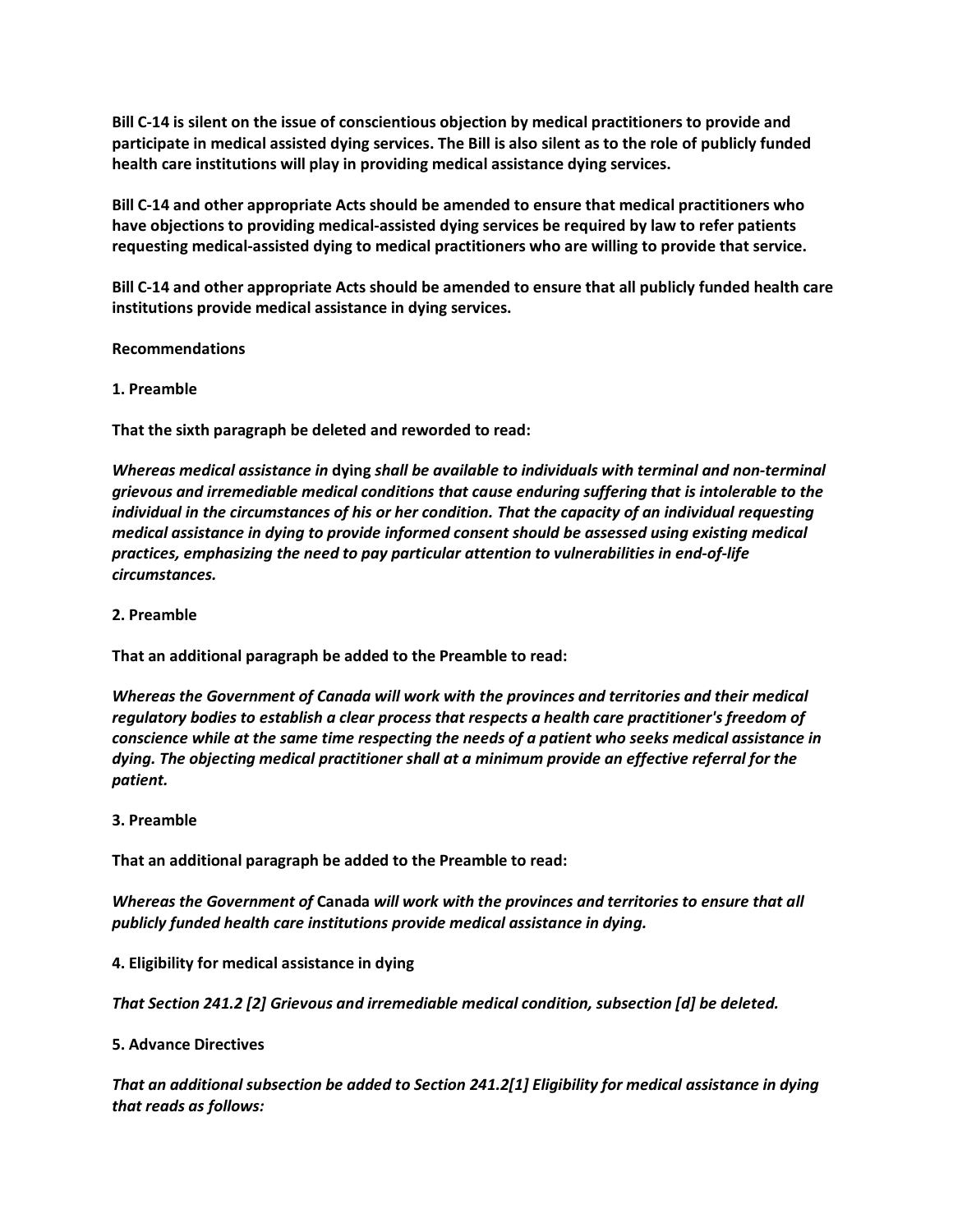**Bill C-14 is silent on the issue of conscientious objection by medical practitioners to provide and participate in medical assisted dying services. The Bill is also silent as to the role of publicly funded health care institutions will play in providing medical assistance dying services.**

**Bill C-14 and other appropriate Acts should be amended to ensure that medical practitioners who have objections to providing medical-assisted dying services be required by law to refer patients requesting medical-assisted dying to medical practitioners who are willing to provide that service.**

**Bill C-14 and other appropriate Acts should be amended to ensure that all publicly funded health care institutions provide medical assistance in dying services.**

**Recommendations**

**1. Preamble**

**That the sixth paragraph be deleted and reworded to read:**

***Whereas medical assistance in* dying *shall be available to individuals with terminal and non-terminal grievous and irremediable medical conditions that cause enduring suffering that is intolerable to the individual in the circumstances of his or her condition. That the capacity of an individual requesting medical assistance in dying to provide informed consent should be assessed using existing medical practices, emphasizing the need to pay particular attention to vulnerabilities in end-of-life circumstances.***

**2. Preamble**

**That an additional paragraph be added to the Preamble to read:**

***Whereas the Government of Canada will work with the provinces and territories and their medical regulatory bodies to establish a clear process that respects a health care practitioner's freedom of conscience while at the same time respecting the needs of a patient who seeks medical assistance in dying. The objecting medical practitioner shall at a minimum provide an effective referral for the patient.***

**3. Preamble**

**That an additional paragraph be added to the Preamble to read:**

***Whereas the Government of* Canada *will work with the provinces and territories to ensure that all publicly funded health care institutions provide medical assistance in dying.***

**4. Eligibility for medical assistance in dying**

***That Section 241.2 [2] Grievous and irremediable medical condition, subsection [d] be deleted.***

**5. Advance Directives**

***That an additional subsection be added to Section 241.2[1] Eligibility for medical assistance in dying that reads as follows:***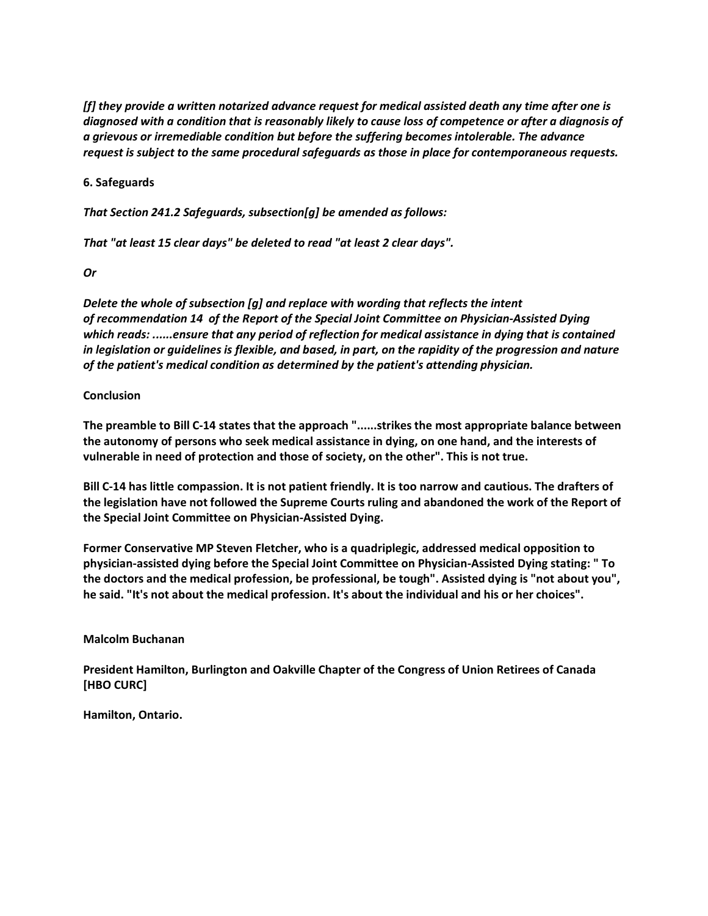*[f] they provide a written notarized advance request for medical assisted death any time after one is diagnosed with a condition that is reasonably likely to cause loss of competence or after a diagnosis of a grievous or irremediable condition but before the suffering becomes intolerable. The advance request is subject to the same procedural safeguards as those in place for contemporaneous requests.*

**6. Safeguards**

***That Section 241.2 Safeguards, subsection[g] be amended as follows:***

***That "at least 15 clear days" be deleted to read "at least 2 clear days".***

***Or***

***Delete the whole of subsection [g] and replace with wording that reflects the intent of recommendation 14 of the Report of the Special Joint Committee on Physician-Assisted Dying which reads: ......ensure that any period of reflection for medical assistance in dying that is contained in legislation or guidelines is flexible, and based, in part, on the rapidity of the progression and nature of the patient's medical condition as determined by the patient's attending physician.***

**Conclusion**

**The preamble to Bill C-14 states that the approach "......strikes the most appropriate balance between the autonomy of persons who seek medical assistance in dying, on one hand, and the interests of vulnerable in need of protection and those of society, on the other". This is not true.**

**Bill C-14 has little compassion. It is not patient friendly. It is too narrow and cautious. The drafters of the legislation have not followed the Supreme Courts ruling and abandoned the work of the Report of the Special Joint Committee on Physician-Assisted Dying.**

**Former Conservative MP Steven Fletcher, who is a quadriplegic, addressed medical opposition to physician-assisted dying before the Special Joint Committee on Physician-Assisted Dying stating: " To the doctors and the medical profession, be professional, be tough". Assisted dying is "not about you", he said. "It's not about the medical profession. It's about the individual and his or her choices".**

**Malcolm Buchanan**

**President Hamilton, Burlington and Oakville Chapter of the Congress of Union Retirees of Canada [HBO CURC]**

**Hamilton, Ontario.**